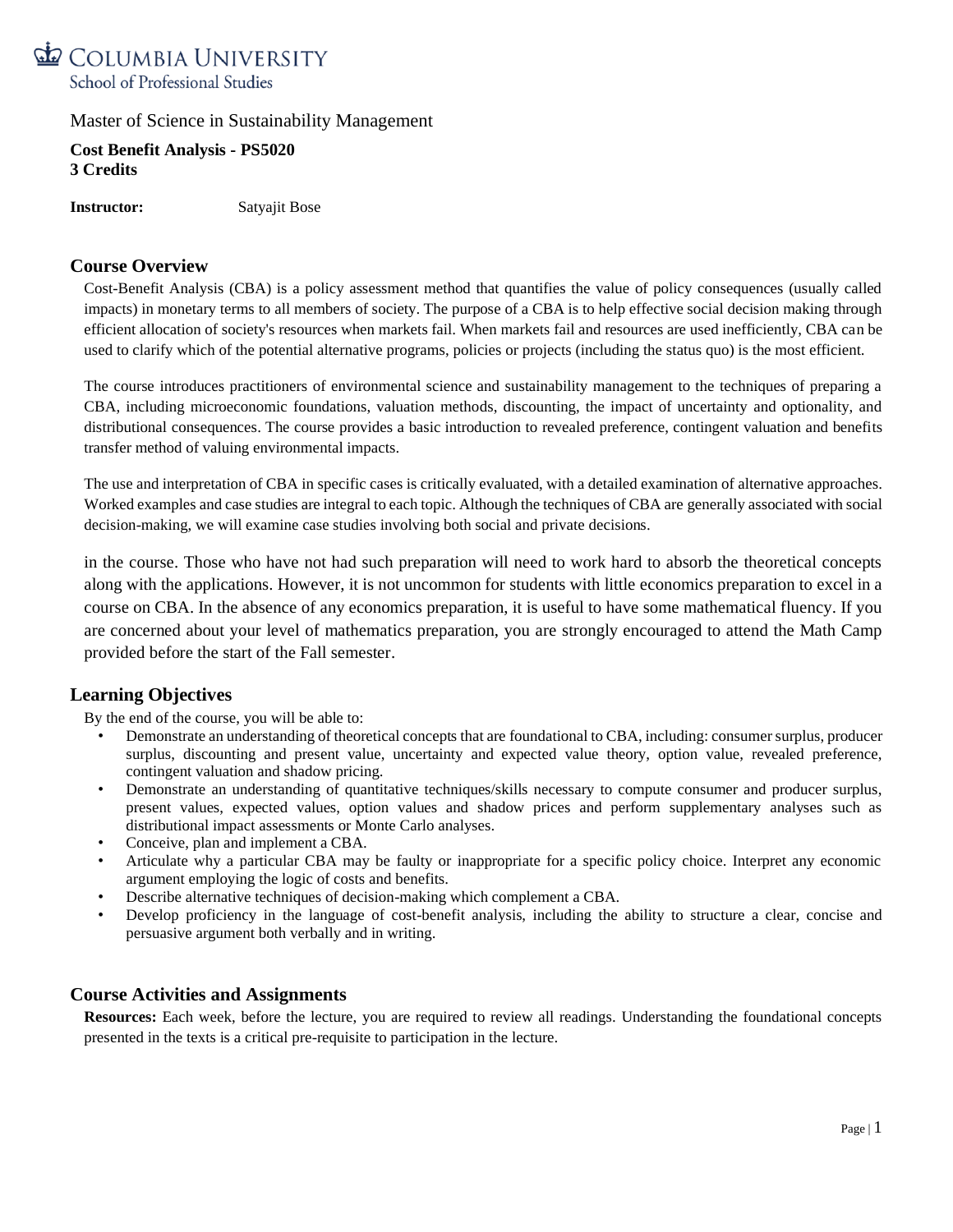# COLUMBIA UNIVERSITY

School of Professional Studies

Master of Science in Sustainability Management

**Cost Benefit Analysis - PS5020**
**3 Credits**

**Instructor:** Satyajit Bose

## Course Overview

Cost-Benefit Analysis (CBA) is a policy assessment method that quantifies the value of policy consequences (usually called impacts) in monetary terms to all members of society. The purpose of a CBA is to help effective social decision making through efficient allocation of society's resources when markets fail. When markets fail and resources are used inefficiently, CBA can be used to clarify which of the potential alternative programs, policies or projects (including the status quo) is the most efficient.

The course introduces practitioners of environmental science and sustainability management to the techniques of preparing a CBA, including microeconomic foundations, valuation methods, discounting, the impact of uncertainty and optionality, and distributional consequences. The course provides a basic introduction to revealed preference, contingent valuation and benefits transfer method of valuing environmental impacts.

The use and interpretation of CBA in specific cases is critically evaluated, with a detailed examination of alternative approaches. Worked examples and case studies are integral to each topic. Although the techniques of CBA are generally associated with social decision-making, we will examine case studies involving both social and private decisions.

in the course. Those who have not had such preparation will need to work hard to absorb the theoretical concepts along with the applications. However, it is not uncommon for students with little economics preparation to excel in a course on CBA. In the absence of any economics preparation, it is useful to have some mathematical fluency. If you are concerned about your level of mathematics preparation, you are strongly encouraged to attend the Math Camp provided before the start of the Fall semester.

## Learning Objectives

By the end of the course, you will be able to:

- Demonstrate an understanding of theoretical concepts that are foundational to CBA, including: consumer surplus, producer surplus, discounting and present value, uncertainty and expected value theory, option value, revealed preference, contingent valuation and shadow pricing.
- Demonstrate an understanding of quantitative techniques/skills necessary to compute consumer and producer surplus, present values, expected values, option values and shadow prices and perform supplementary analyses such as distributional impact assessments or Monte Carlo analyses.
- Conceive, plan and implement a CBA.
- Articulate why a particular CBA may be faulty or inappropriate for a specific policy choice. Interpret any economic argument employing the logic of costs and benefits.
- Describe alternative techniques of decision-making which complement a CBA.
- Develop proficiency in the language of cost-benefit analysis, including the ability to structure a clear, concise and persuasive argument both verbally and in writing.

## Course Activities and Assignments

**Resources:** Each week, before the lecture, you are required to review all readings. Understanding the foundational concepts presented in the texts is a critical pre-requisite to participation in the lecture.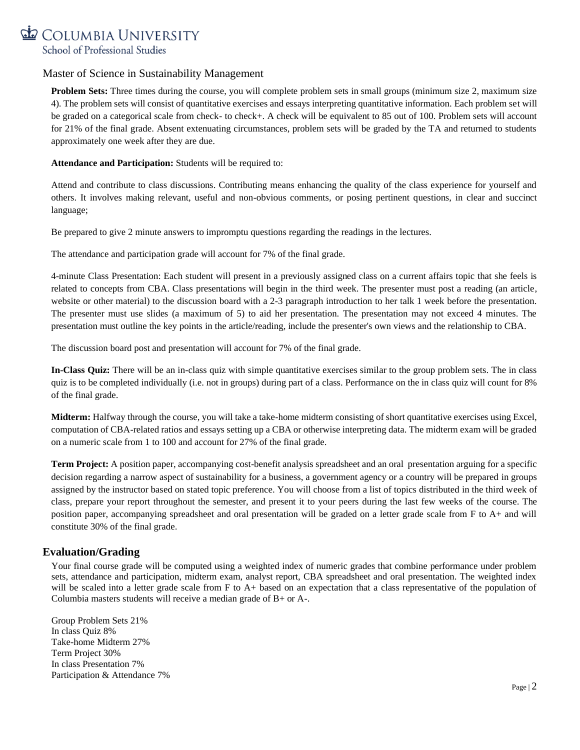Master of Science in Sustainability Management

**Problem Sets:** Three times during the course, you will complete problem sets in small groups (minimum size 2, maximum size 4). The problem sets will consist of quantitative exercises and essays interpreting quantitative information. Each problem set will be graded on a categorical scale from check- to check+. A check will be equivalent to 85 out of 100. Problem sets will account for 21% of the final grade. Absent extenuating circumstances, problem sets will be graded by the TA and returned to students approximately one week after they are due.

**Attendance and Participation:** Students will be required to:

Attend and contribute to class discussions. Contributing means enhancing the quality of the class experience for yourself and others. It involves making relevant, useful and non-obvious comments, or posing pertinent questions, in clear and succinct language;

Be prepared to give 2 minute answers to impromptu questions regarding the readings in the lectures.

The attendance and participation grade will account for 7% of the final grade.

4-minute Class Presentation: Each student will present in a previously assigned class on a current affairs topic that she feels is related to concepts from CBA. Class presentations will begin in the third week. The presenter must post a reading (an article, website or other material) to the discussion board with a 2-3 paragraph introduction to her talk 1 week before the presentation. The presenter must use slides (a maximum of 5) to aid her presentation. The presentation may not exceed 4 minutes. The presentation must outline the key points in the article/reading, include the presenter's own views and the relationship to CBA.

The discussion board post and presentation will account for 7% of the final grade.

**In-Class Quiz:** There will be an in-class quiz with simple quantitative exercises similar to the group problem sets. The in class quiz is to be completed individually (i.e. not in groups) during part of a class. Performance on the in class quiz will count for 8% of the final grade.

**Midterm:** Halfway through the course, you will take a take-home midterm consisting of short quantitative exercises using Excel, computation of CBA-related ratios and essays setting up a CBA or otherwise interpreting data. The midterm exam will be graded on a numeric scale from 1 to 100 and account for 27% of the final grade.

**Term Project:** A position paper, accompanying cost-benefit analysis spreadsheet and an oral presentation arguing for a specific decision regarding a narrow aspect of sustainability for a business, a government agency or a country will be prepared in groups assigned by the instructor based on stated topic preference. You will choose from a list of topics distributed in the third week of class, prepare your report throughout the semester, and present it to your peers during the last few weeks of the course. The position paper, accompanying spreadsheet and oral presentation will be graded on a letter grade scale from F to A+ and will constitute 30% of the final grade.

## Evaluation/Grading

Your final course grade will be computed using a weighted index of numeric grades that combine performance under problem sets, attendance and participation, midterm exam, analyst report, CBA spreadsheet and oral presentation. The weighted index will be scaled into a letter grade scale from F to A+ based on an expectation that a class representative of the population of Columbia masters students will receive a median grade of B+ or A-.

Group Problem Sets 21%
In class Quiz 8%
Take-home Midterm 27%
Term Project 30%
In class Presentation 7%
Participation & Attendance 7%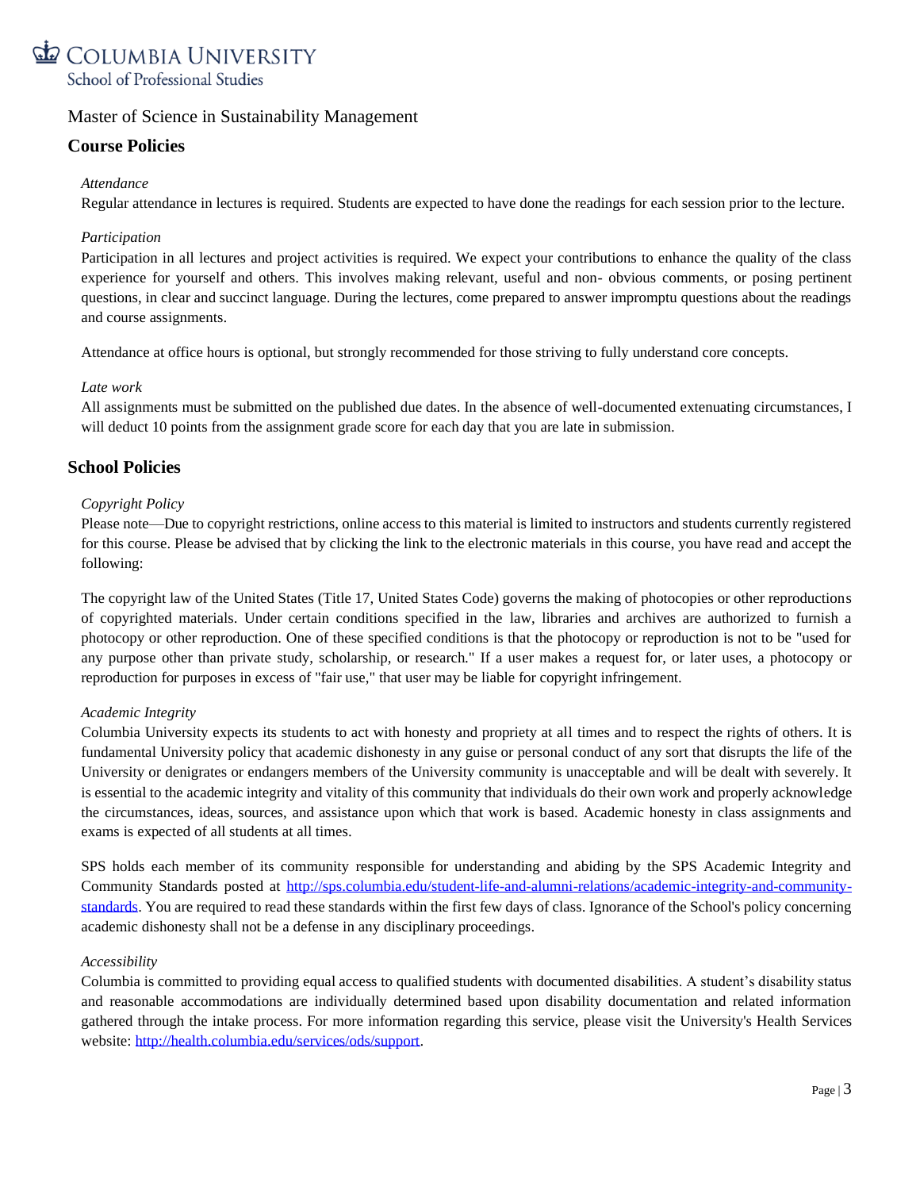Master of Science in Sustainability Management

## Course Policies

*Attendance*

Regular attendance in lectures is required. Students are expected to have done the readings for each session prior to the lecture.

*Participation*

Participation in all lectures and project activities is required. We expect your contributions to enhance the quality of the class experience for yourself and others. This involves making relevant, useful and non- obvious comments, or posing pertinent questions, in clear and succinct language. During the lectures, come prepared to answer impromptu questions about the readings and course assignments.

Attendance at office hours is optional, but strongly recommended for those striving to fully understand core concepts.

*Late work*

All assignments must be submitted on the published due dates. In the absence of well-documented extenuating circumstances, I will deduct 10 points from the assignment grade score for each day that you are late in submission.

## School Policies

*Copyright Policy*

Please note—Due to copyright restrictions, online access to this material is limited to instructors and students currently registered for this course. Please be advised that by clicking the link to the electronic materials in this course, you have read and accept the following:

The copyright law of the United States (Title 17, United States Code) governs the making of photocopies or other reproductions of copyrighted materials. Under certain conditions specified in the law, libraries and archives are authorized to furnish a photocopy or other reproduction. One of these specified conditions is that the photocopy or reproduction is not to be "used for any purpose other than private study, scholarship, or research." If a user makes a request for, or later uses, a photocopy or reproduction for purposes in excess of "fair use," that user may be liable for copyright infringement.

*Academic Integrity*

Columbia University expects its students to act with honesty and propriety at all times and to respect the rights of others. It is fundamental University policy that academic dishonesty in any guise or personal conduct of any sort that disrupts the life of the University or denigrates or endangers members of the University community is unacceptable and will be dealt with severely. It is essential to the academic integrity and vitality of this community that individuals do their own work and properly acknowledge the circumstances, ideas, sources, and assistance upon which that work is based. Academic honesty in class assignments and exams is expected of all students at all times.

SPS holds each member of its community responsible for understanding and abiding by the SPS Academic Integrity and Community Standards posted at http://sps.columbia.edu/student-life-and-alumni-relations/academic-integrity-and-community-standards. You are required to read these standards within the first few days of class. Ignorance of the School's policy concerning academic dishonesty shall not be a defense in any disciplinary proceedings.

*Accessibility*

Columbia is committed to providing equal access to qualified students with documented disabilities. A student's disability status and reasonable accommodations are individually determined based upon disability documentation and related information gathered through the intake process. For more information regarding this service, please visit the University's Health Services website: http://health.columbia.edu/services/ods/support.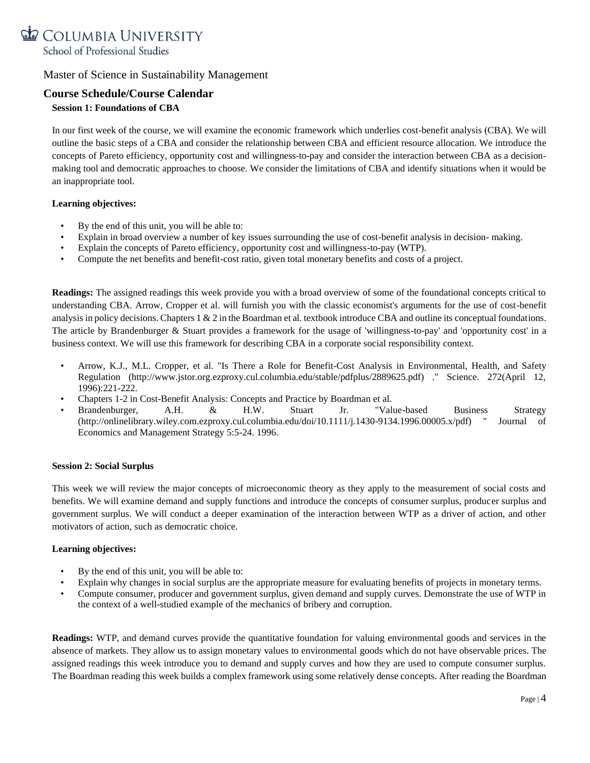Master of Science in Sustainability Management

## Course Schedule/Course Calendar

### Session 1: Foundations of CBA

In our first week of the course, we will examine the economic framework which underlies cost-benefit analysis (CBA). We will outline the basic steps of a CBA and consider the relationship between CBA and efficient resource allocation. We introduce the concepts of Pareto efficiency, opportunity cost and willingness-to-pay and consider the interaction between CBA as a decision-making tool and democratic approaches to choose. We consider the limitations of CBA and identify situations when it would be an inappropriate tool.

**Learning objectives:**

- By the end of this unit, you will be able to:
- Explain in broad overview a number of key issues surrounding the use of cost-benefit analysis in decision- making.
- Explain the concepts of Pareto efficiency, opportunity cost and willingness-to-pay (WTP).
- Compute the net benefits and benefit-cost ratio, given total monetary benefits and costs of a project.

**Readings:** The assigned readings this week provide you with a broad overview of some of the foundational concepts critical to understanding CBA. Arrow, Cropper et al. will furnish you with the classic economist's arguments for the use of cost-benefit analysis in policy decisions. Chapters 1 & 2 in the Boardman et al. textbook introduce CBA and outline its conceptual foundations. The article by Brandenburger & Stuart provides a framework for the usage of 'willingness-to-pay' and 'opportunity cost' in a business context. We will use this framework for describing CBA in a corporate social responsibility context.

- Arrow, K.J., M.L. Cropper, et al. "Is There a Role for Benefit-Cost Analysis in Environmental, Health, and Safety Regulation (http://www.jstor.org.ezproxy.cul.columbia.edu/stable/pdfplus/2889625.pdf) ." Science. 272(April 12, 1996):221-222.
- Chapters 1-2 in Cost-Benefit Analysis: Concepts and Practice by Boardman et al.
- Brandenburger, A.H. & H.W. Stuart Jr. "Value-based Business Strategy (http://onlinelibrary.wiley.com.ezproxy.cul.columbia.edu/doi/10.1111/j.1430-9134.1996.00005.x/pdf) " Journal of Economics and Management Strategy 5:5-24. 1996.

### Session 2: Social Surplus

This week we will review the major concepts of microeconomic theory as they apply to the measurement of social costs and benefits. We will examine demand and supply functions and introduce the concepts of consumer surplus, producer surplus and government surplus. We will conduct a deeper examination of the interaction between WTP as a driver of action, and other motivators of action, such as democratic choice.

**Learning objectives:**

- By the end of this unit, you will be able to:
- Explain why changes in social surplus are the appropriate measure for evaluating benefits of projects in monetary terms.
- Compute consumer, producer and government surplus, given demand and supply curves. Demonstrate the use of WTP in the context of a well-studied example of the mechanics of bribery and corruption.

**Readings:** WTP, and demand curves provide the quantitative foundation for valuing environmental goods and services in the absence of markets. They allow us to assign monetary values to environmental goods which do not have observable prices. The assigned readings this week introduce you to demand and supply curves and how they are used to compute consumer surplus. The Boardman reading this week builds a complex framework using some relatively dense concepts. After reading the Boardman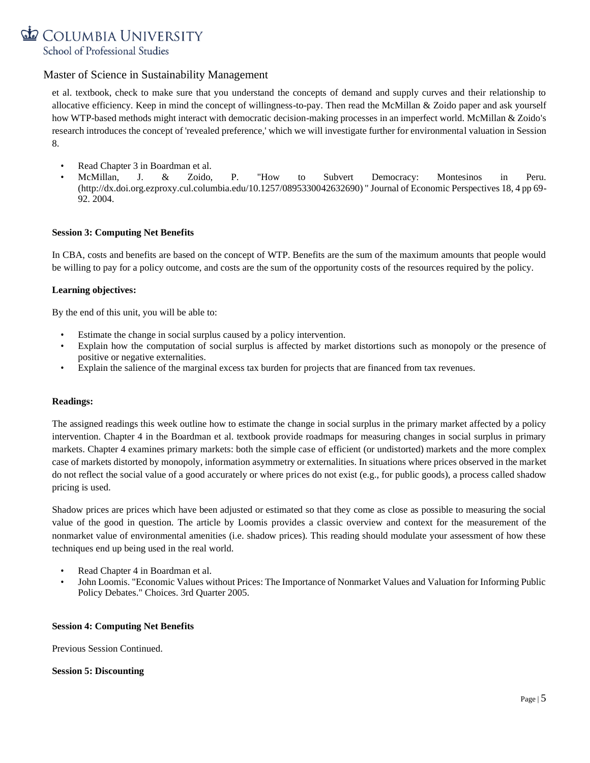et al. textbook, check to make sure that you understand the concepts of demand and supply curves and their relationship to allocative efficiency. Keep in mind the concept of willingness-to-pay. Then read the McMillan & Zoido paper and ask yourself how WTP-based methods might interact with democratic decision-making processes in an imperfect world. McMillan & Zoido's research introduces the concept of 'revealed preference,' which we will investigate further for environmental valuation in Session 8.

- Read Chapter 3 in Boardman et al.
- McMillan, J. & Zoido, P. "How to Subvert Democracy: Montesinos in Peru. (http://dx.doi.org.ezproxy.cul.columbia.edu/10.1257/0895330042632690) " Journal of Economic Perspectives 18, 4 pp 69-92. 2004.

**Session 3: Computing Net Benefits**

In CBA, costs and benefits are based on the concept of WTP. Benefits are the sum of the maximum amounts that people would be willing to pay for a policy outcome, and costs are the sum of the opportunity costs of the resources required by the policy.

**Learning objectives:**

By the end of this unit, you will be able to:

- Estimate the change in social surplus caused by a policy intervention.
- Explain how the computation of social surplus is affected by market distortions such as monopoly or the presence of positive or negative externalities.
- Explain the salience of the marginal excess tax burden for projects that are financed from tax revenues.

**Readings:**

The assigned readings this week outline how to estimate the change in social surplus in the primary market affected by a policy intervention. Chapter 4 in the Boardman et al. textbook provide roadmaps for measuring changes in social surplus in primary markets. Chapter 4 examines primary markets: both the simple case of efficient (or undistorted) markets and the more complex case of markets distorted by monopoly, information asymmetry or externalities. In situations where prices observed in the market do not reflect the social value of a good accurately or where prices do not exist (e.g., for public goods), a process called shadow pricing is used.

Shadow prices are prices which have been adjusted or estimated so that they come as close as possible to measuring the social value of the good in question. The article by Loomis provides a classic overview and context for the measurement of the nonmarket value of environmental amenities (i.e. shadow prices). This reading should modulate your assessment of how these techniques end up being used in the real world.

- Read Chapter 4 in Boardman et al.
- John Loomis. "Economic Values without Prices: The Importance of Nonmarket Values and Valuation for Informing Public Policy Debates." Choices. 3rd Quarter 2005.

**Session 4: Computing Net Benefits**

Previous Session Continued.

**Session 5: Discounting**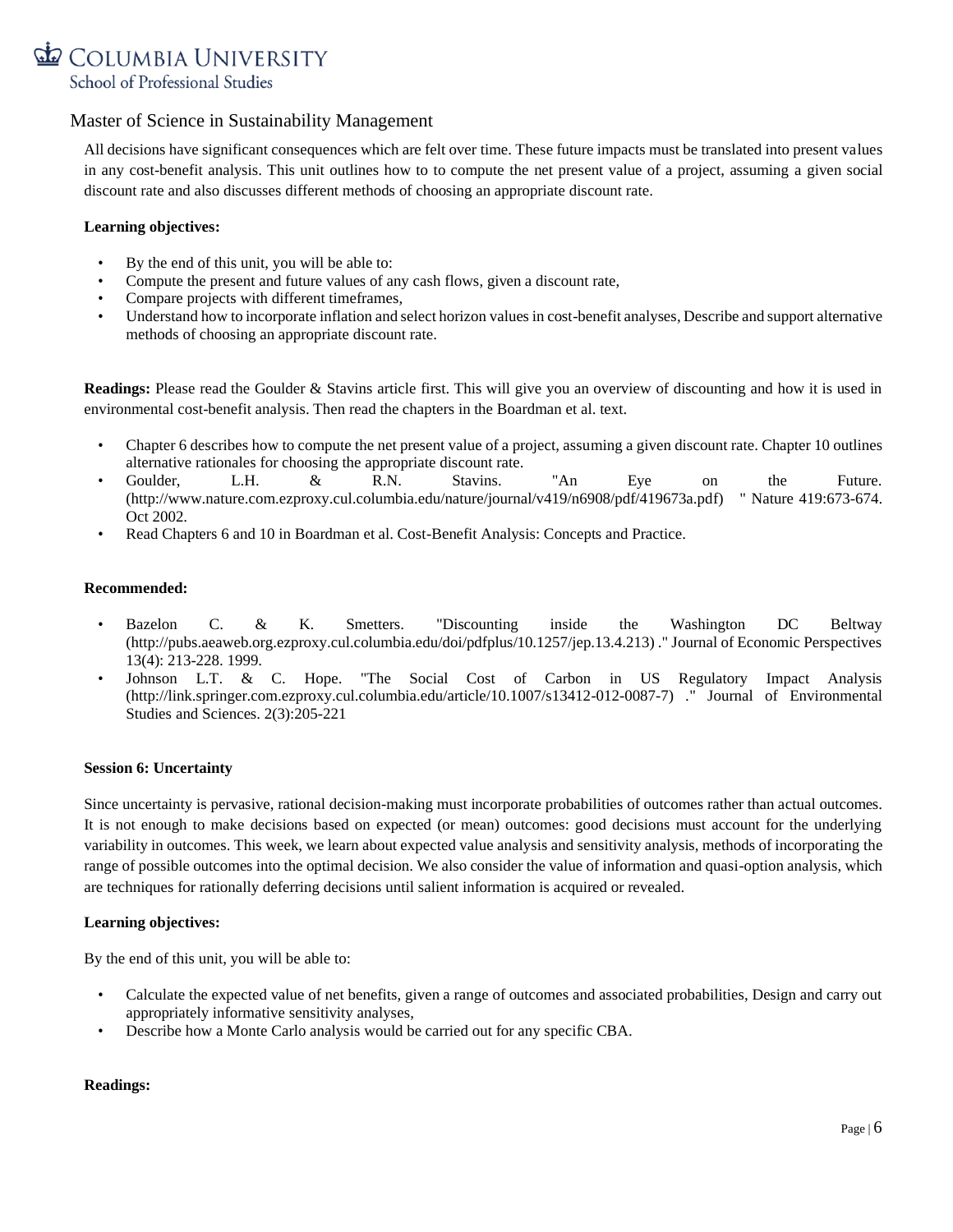Master of Science in Sustainability Management

All decisions have significant consequences which are felt over time. These future impacts must be translated into present values in any cost-benefit analysis. This unit outlines how to to compute the net present value of a project, assuming a given social discount rate and also discusses different methods of choosing an appropriate discount rate.

**Learning objectives:**

- By the end of this unit, you will be able to:
- Compute the present and future values of any cash flows, given a discount rate,
- Compare projects with different timeframes,
- Understand how to incorporate inflation and select horizon values in cost-benefit analyses, Describe and support alternative methods of choosing an appropriate discount rate.

**Readings:** Please read the Goulder & Stavins article first. This will give you an overview of discounting and how it is used in environmental cost-benefit analysis. Then read the chapters in the Boardman et al. text.

- Chapter 6 describes how to compute the net present value of a project, assuming a given discount rate. Chapter 10 outlines alternative rationales for choosing the appropriate discount rate.
- Goulder, L.H. & R.N. Stavins. "An Eye on the Future. (http://www.nature.com.ezproxy.cul.columbia.edu/nature/journal/v419/n6908/pdf/419673a.pdf) " Nature 419:673-674. Oct 2002.
- Read Chapters 6 and 10 in Boardman et al. Cost-Benefit Analysis: Concepts and Practice.

**Recommended:**

- Bazelon C. & K. Smetters. "Discounting inside the Washington DC Beltway (http://pubs.aeaweb.org.ezproxy.cul.columbia.edu/doi/pdfplus/10.1257/jep.13.4.213) ." Journal of Economic Perspectives 13(4): 213-228. 1999.
- Johnson L.T. & C. Hope. "The Social Cost of Carbon in US Regulatory Impact Analysis (http://link.springer.com.ezproxy.cul.columbia.edu/article/10.1007/s13412-012-0087-7) ." Journal of Environmental Studies and Sciences. 2(3):205-221

**Session 6: Uncertainty**

Since uncertainty is pervasive, rational decision-making must incorporate probabilities of outcomes rather than actual outcomes. It is not enough to make decisions based on expected (or mean) outcomes: good decisions must account for the underlying variability in outcomes. This week, we learn about expected value analysis and sensitivity analysis, methods of incorporating the range of possible outcomes into the optimal decision. We also consider the value of information and quasi-option analysis, which are techniques for rationally deferring decisions until salient information is acquired or revealed.

**Learning objectives:**

By the end of this unit, you will be able to:

- Calculate the expected value of net benefits, given a range of outcomes and associated probabilities, Design and carry out appropriately informative sensitivity analyses,
- Describe how a Monte Carlo analysis would be carried out for any specific CBA.

**Readings:**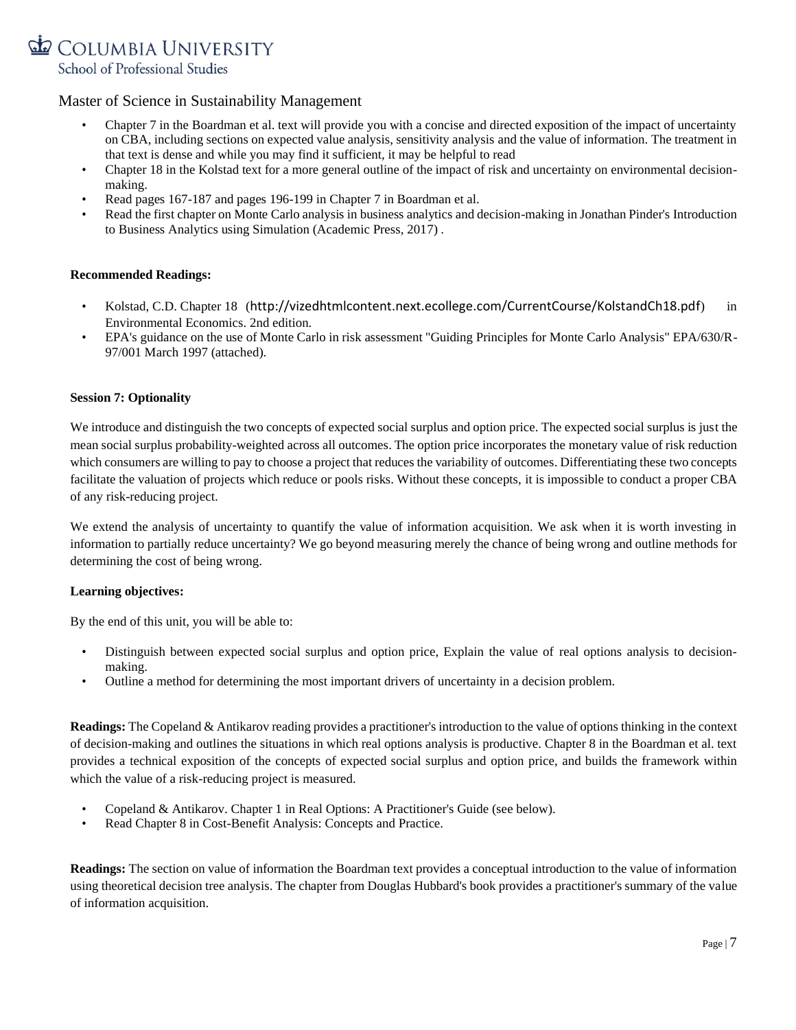- Chapter 7 in the Boardman et al. text will provide you with a concise and directed exposition of the impact of uncertainty on CBA, including sections on expected value analysis, sensitivity analysis and the value of information. The treatment in that text is dense and while you may find it sufficient, it may be helpful to read
- Chapter 18 in the Kolstad text for a more general outline of the impact of risk and uncertainty on environmental decision-making.
- Read pages 167-187 and pages 196-199 in Chapter 7 in Boardman et al.
- Read the first chapter on Monte Carlo analysis in business analytics and decision-making in Jonathan Pinder's Introduction to Business Analytics using Simulation (Academic Press, 2017) .

**Recommended Readings:**

- Kolstad, C.D. Chapter 18 (http://vizedhtmlcontent.next.ecollege.com/CurrentCourse/KolstandCh18.pdf) in Environmental Economics. 2nd edition.
- EPA's guidance on the use of Monte Carlo in risk assessment "Guiding Principles for Monte Carlo Analysis" EPA/630/R-97/001 March 1997 (attached).

**Session 7: Optionality**

We introduce and distinguish the two concepts of expected social surplus and option price. The expected social surplus is just the mean social surplus probability-weighted across all outcomes. The option price incorporates the monetary value of risk reduction which consumers are willing to pay to choose a project that reduces the variability of outcomes. Differentiating these two concepts facilitate the valuation of projects which reduce or pools risks. Without these concepts, it is impossible to conduct a proper CBA of any risk-reducing project.

We extend the analysis of uncertainty to quantify the value of information acquisition. We ask when it is worth investing in information to partially reduce uncertainty? We go beyond measuring merely the chance of being wrong and outline methods for determining the cost of being wrong.

**Learning objectives:**

By the end of this unit, you will be able to:

- Distinguish between expected social surplus and option price, Explain the value of real options analysis to decision-making.
- Outline a method for determining the most important drivers of uncertainty in a decision problem.

**Readings:** The Copeland & Antikarov reading provides a practitioner's introduction to the value of options thinking in the context of decision-making and outlines the situations in which real options analysis is productive. Chapter 8 in the Boardman et al. text provides a technical exposition of the concepts of expected social surplus and option price, and builds the framework within which the value of a risk-reducing project is measured.

- Copeland & Antikarov. Chapter 1 in Real Options: A Practitioner's Guide (see below).
- Read Chapter 8 in Cost-Benefit Analysis: Concepts and Practice.

**Readings:** The section on value of information the Boardman text provides a conceptual introduction to the value of information using theoretical decision tree analysis. The chapter from Douglas Hubbard's book provides a practitioner's summary of the value of information acquisition.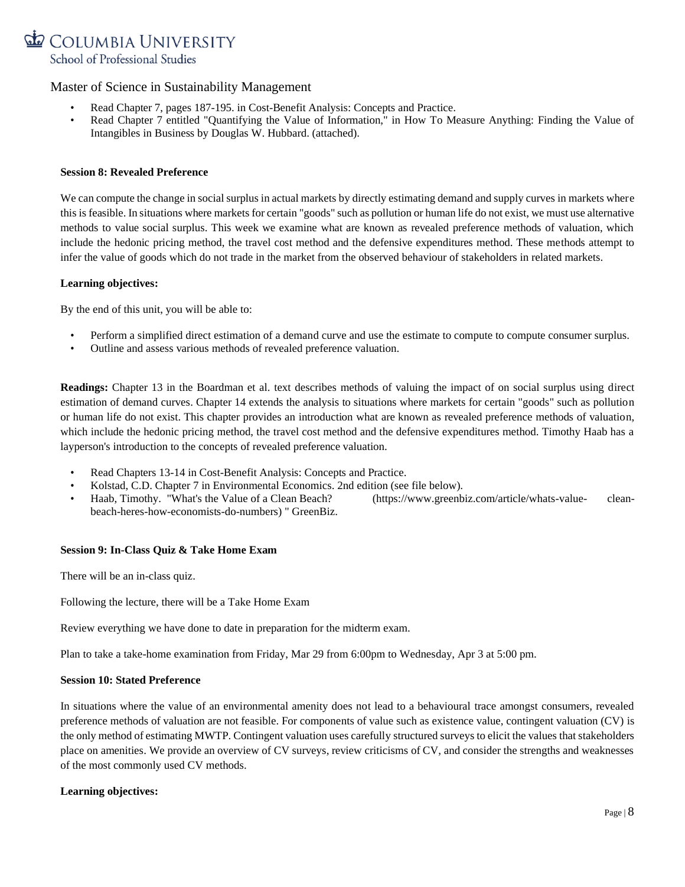- Read Chapter 7, pages 187-195. in Cost-Benefit Analysis: Concepts and Practice.
- Read Chapter 7 entitled "Quantifying the Value of Information," in How To Measure Anything: Finding the Value of Intangibles in Business by Douglas W. Hubbard. (attached).

**Session 8: Revealed Preference**

We can compute the change in social surplus in actual markets by directly estimating demand and supply curves in markets where this is feasible. In situations where markets for certain "goods" such as pollution or human life do not exist, we must use alternative methods to value social surplus. This week we examine what are known as revealed preference methods of valuation, which include the hedonic pricing method, the travel cost method and the defensive expenditures method. These methods attempt to infer the value of goods which do not trade in the market from the observed behaviour of stakeholders in related markets.

**Learning objectives:**

By the end of this unit, you will be able to:

- Perform a simplified direct estimation of a demand curve and use the estimate to compute to compute consumer surplus.
- Outline and assess various methods of revealed preference valuation.

**Readings:** Chapter 13 in the Boardman et al. text describes methods of valuing the impact of on social surplus using direct estimation of demand curves. Chapter 14 extends the analysis to situations where markets for certain "goods" such as pollution or human life do not exist. This chapter provides an introduction what are known as revealed preference methods of valuation, which include the hedonic pricing method, the travel cost method and the defensive expenditures method. Timothy Haab has a layperson's introduction to the concepts of revealed preference valuation.

- Read Chapters 13-14 in Cost-Benefit Analysis: Concepts and Practice.
- Kolstad, C.D. Chapter 7 in Environmental Economics. 2nd edition (see file below).
- Haab, Timothy. "What's the Value of a Clean Beach? (https://www.greenbiz.com/article/whats-value-clean-beach-heres-how-economists-do-numbers) " GreenBiz.

**Session 9: In-Class Quiz & Take Home Exam**

There will be an in-class quiz.

Following the lecture, there will be a Take Home Exam

Review everything we have done to date in preparation for the midterm exam.

Plan to take a take-home examination from Friday, Mar 29 from 6:00pm to Wednesday, Apr 3 at 5:00 pm.

**Session 10: Stated Preference**

In situations where the value of an environmental amenity does not lead to a behavioural trace amongst consumers, revealed preference methods of valuation are not feasible. For components of value such as existence value, contingent valuation (CV) is the only method of estimating MWTP. Contingent valuation uses carefully structured surveys to elicit the values that stakeholders place on amenities. We provide an overview of CV surveys, review criticisms of CV, and consider the strengths and weaknesses of the most commonly used CV methods.

**Learning objectives:**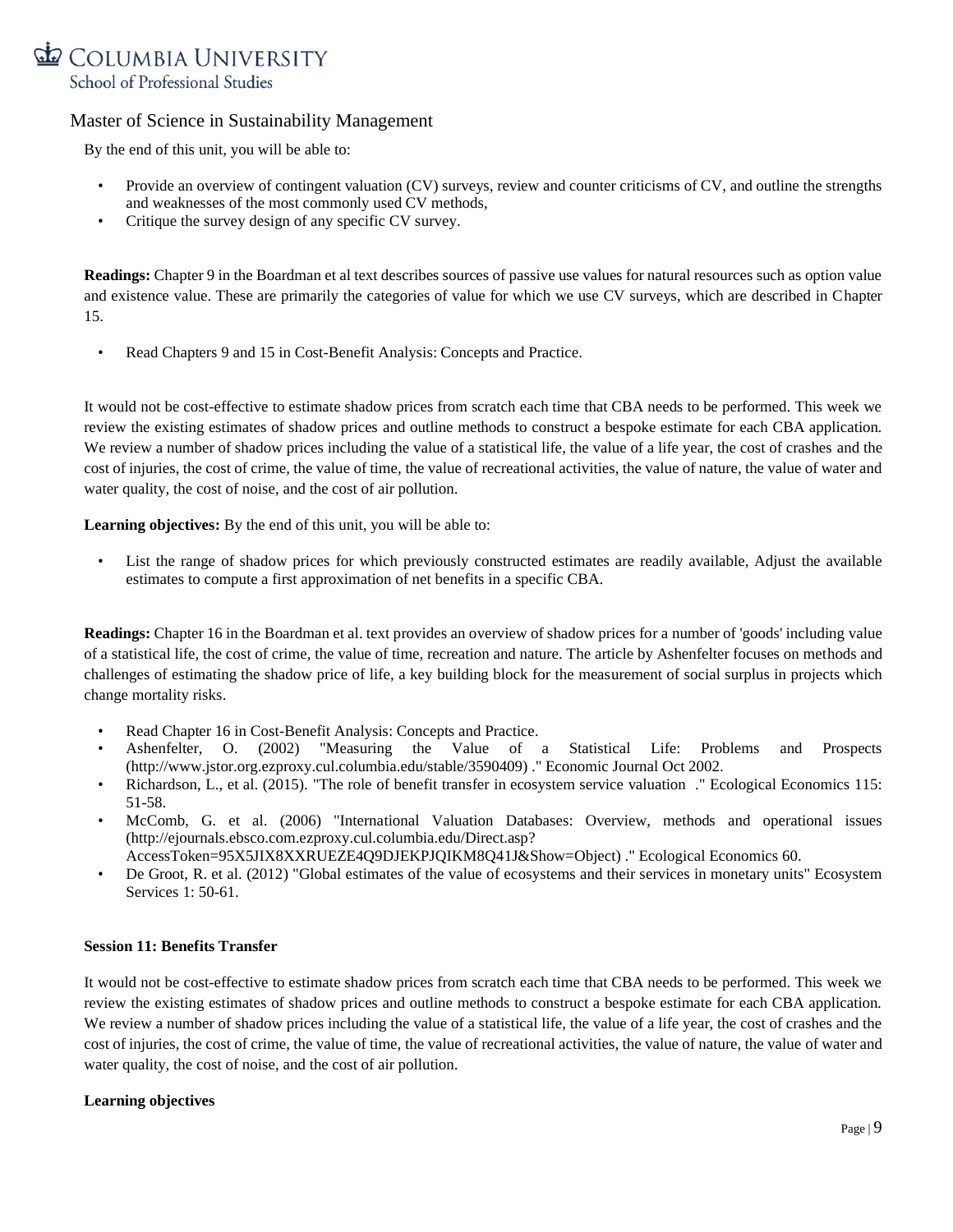By the end of this unit, you will be able to:

- Provide an overview of contingent valuation (CV) surveys, review and counter criticisms of CV, and outline the strengths and weaknesses of the most commonly used CV methods,
- Critique the survey design of any specific CV survey.

**Readings:** Chapter 9 in the Boardman et al text describes sources of passive use values for natural resources such as option value and existence value. These are primarily the categories of value for which we use CV surveys, which are described in Chapter 15.

- Read Chapters 9 and 15 in Cost-Benefit Analysis: Concepts and Practice.

It would not be cost-effective to estimate shadow prices from scratch each time that CBA needs to be performed. This week we review the existing estimates of shadow prices and outline methods to construct a bespoke estimate for each CBA application. We review a number of shadow prices including the value of a statistical life, the value of a life year, the cost of crashes and the cost of injuries, the cost of crime, the value of time, the value of recreational activities, the value of nature, the value of water and water quality, the cost of noise, and the cost of air pollution.

**Learning objectives:** By the end of this unit, you will be able to:

- List the range of shadow prices for which previously constructed estimates are readily available, Adjust the available estimates to compute a first approximation of net benefits in a specific CBA.

**Readings:** Chapter 16 in the Boardman et al. text provides an overview of shadow prices for a number of 'goods' including value of a statistical life, the cost of crime, the value of time, recreation and nature. The article by Ashenfelter focuses on methods and challenges of estimating the shadow price of life, a key building block for the measurement of social surplus in projects which change mortality risks.

- Read Chapter 16 in Cost-Benefit Analysis: Concepts and Practice.
- Ashenfelter, O. (2002) "Measuring the Value of a Statistical Life: Problems and Prospects (http://www.jstor.org.ezproxy.cul.columbia.edu/stable/3590409) ." Economic Journal Oct 2002.
- Richardson, L., et al. (2015). "The role of benefit transfer in ecosystem service valuation ." Ecological Economics 115: 51-58.
- McComb, G. et al. (2006) "International Valuation Databases: Overview, methods and operational issues (http://ejournals.ebsco.com.ezproxy.cul.columbia.edu/Direct.asp?AccessToken=95X5JIX8XXRUEZE4Q9DJEKPJQIKM8Q41J&Show=Object) ." Ecological Economics 60.
- De Groot, R. et al. (2012) "Global estimates of the value of ecosystems and their services in monetary units" Ecosystem Services 1: 50-61.

**Session 11: Benefits Transfer**

It would not be cost-effective to estimate shadow prices from scratch each time that CBA needs to be performed. This week we review the existing estimates of shadow prices and outline methods to construct a bespoke estimate for each CBA application. We review a number of shadow prices including the value of a statistical life, the value of a life year, the cost of crashes and the cost of injuries, the cost of crime, the value of time, the value of recreational activities, the value of nature, the value of water and water quality, the cost of noise, and the cost of air pollution.

**Learning objectives**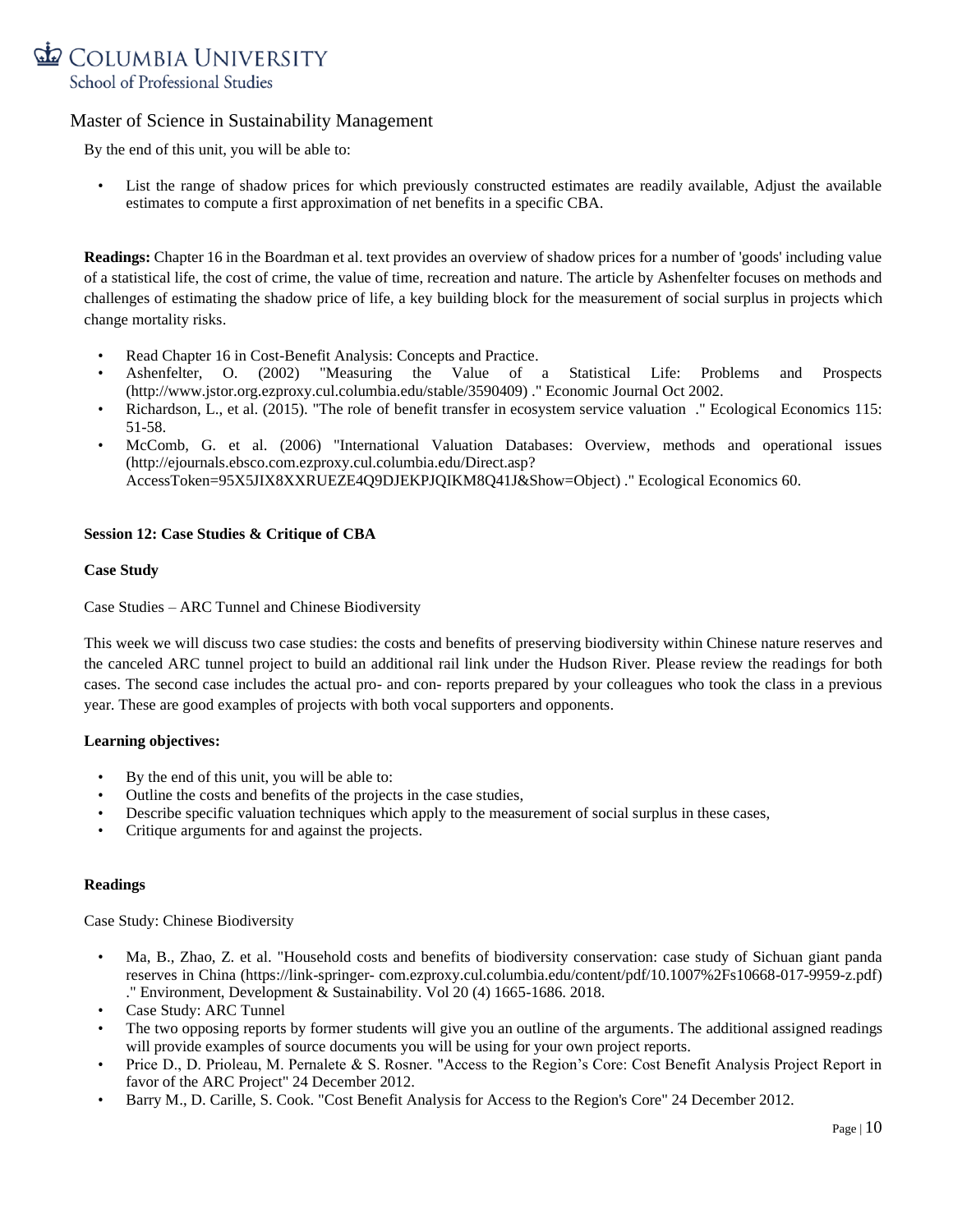Master of Science in Sustainability Management

By the end of this unit, you will be able to:

- List the range of shadow prices for which previously constructed estimates are readily available, Adjust the available estimates to compute a first approximation of net benefits in a specific CBA.

**Readings:** Chapter 16 in the Boardman et al. text provides an overview of shadow prices for a number of 'goods' including value of a statistical life, the cost of crime, the value of time, recreation and nature. The article by Ashenfelter focuses on methods and challenges of estimating the shadow price of life, a key building block for the measurement of social surplus in projects which change mortality risks.

- Read Chapter 16 in Cost-Benefit Analysis: Concepts and Practice.
- Ashenfelter, O. (2002) "Measuring the Value of a Statistical Life: Problems and Prospects (http://www.jstor.org.ezproxy.cul.columbia.edu/stable/3590409) ." Economic Journal Oct 2002.
- Richardson, L., et al. (2015). "The role of benefit transfer in ecosystem service valuation ." Ecological Economics 115: 51-58.
- McComb, G. et al. (2006) "International Valuation Databases: Overview, methods and operational issues (http://ejournals.ebsco.com.ezproxy.cul.columbia.edu/Direct.asp?AccessToken=95X5JIX8XXRUEZE4Q9DJEKPJQIKM8Q41J&Show=Object) ." Ecological Economics 60.

**Session 12: Case Studies & Critique of CBA**

**Case Study**

Case Studies – ARC Tunnel and Chinese Biodiversity

This week we will discuss two case studies: the costs and benefits of preserving biodiversity within Chinese nature reserves and the canceled ARC tunnel project to build an additional rail link under the Hudson River. Please review the readings for both cases. The second case includes the actual pro- and con- reports prepared by your colleagues who took the class in a previous year. These are good examples of projects with both vocal supporters and opponents.

**Learning objectives:**

- By the end of this unit, you will be able to:
- Outline the costs and benefits of the projects in the case studies,
- Describe specific valuation techniques which apply to the measurement of social surplus in these cases,
- Critique arguments for and against the projects.

**Readings**

Case Study: Chinese Biodiversity

- Ma, B., Zhao, Z. et al. "Household costs and benefits of biodiversity conservation: case study of Sichuan giant panda reserves in China (https://link-springer- com.ezproxy.cul.columbia.edu/content/pdf/10.1007%2Fs10668-017-9959-z.pdf) ." Environment, Development & Sustainability. Vol 20 (4) 1665-1686. 2018.
- Case Study: ARC Tunnel
- The two opposing reports by former students will give you an outline of the arguments. The additional assigned readings will provide examples of source documents you will be using for your own project reports.
- Price D., D. Prioleau, M. Pernalete & S. Rosner. "Access to the Region's Core: Cost Benefit Analysis Project Report in favor of the ARC Project" 24 December 2012.
- Barry M., D. Carille, S. Cook. "Cost Benefit Analysis for Access to the Region's Core" 24 December 2012.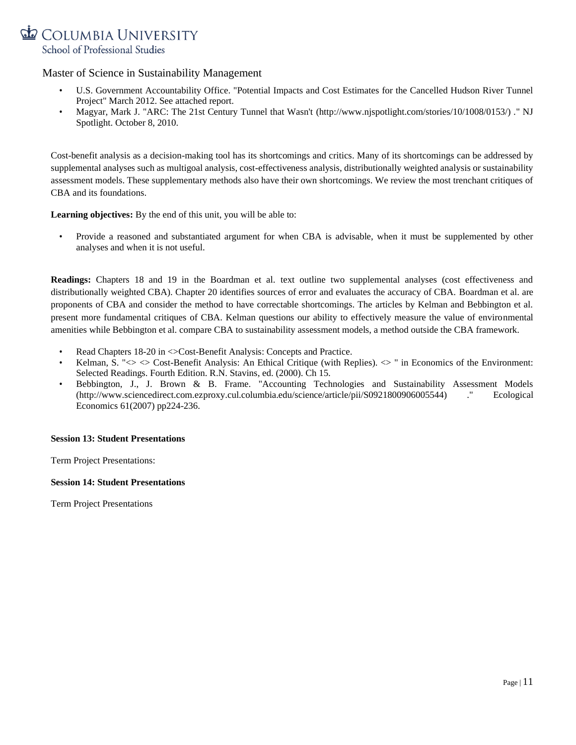- U.S. Government Accountability Office. "Potential Impacts and Cost Estimates for the Cancelled Hudson River Tunnel Project" March 2012. See attached report.
- Magyar, Mark J. "ARC: The 21st Century Tunnel that Wasn't (http://www.njspotlight.com/stories/10/1008/0153/) ." NJ Spotlight. October 8, 2010.

Cost-benefit analysis as a decision-making tool has its shortcomings and critics. Many of its shortcomings can be addressed by supplemental analyses such as multigoal analysis, cost-effectiveness analysis, distributionally weighted analysis or sustainability assessment models. These supplementary methods also have their own shortcomings. We review the most trenchant critiques of CBA and its foundations.

**Learning objectives:** By the end of this unit, you will be able to:

- Provide a reasoned and substantiated argument for when CBA is advisable, when it must be supplemented by other analyses and when it is not useful.

**Readings:** Chapters 18 and 19 in the Boardman et al. text outline two supplemental analyses (cost effectiveness and distributionally weighted CBA). Chapter 20 identifies sources of error and evaluates the accuracy of CBA. Boardman et al. are proponents of CBA and consider the method to have correctable shortcomings. The articles by Kelman and Bebbington et al. present more fundamental critiques of CBA. Kelman questions our ability to effectively measure the value of environmental amenities while Bebbington et al. compare CBA to sustainability assessment models, a method outside the CBA framework.

- Read Chapters 18-20 in <>Cost-Benefit Analysis: Concepts and Practice.
- Kelman, S. "<> <> Cost-Benefit Analysis: An Ethical Critique (with Replies). <> " in Economics of the Environment: Selected Readings. Fourth Edition. R.N. Stavins, ed. (2000). Ch 15.
- Bebbington, J., J. Brown & B. Frame. "Accounting Technologies and Sustainability Assessment Models (http://www.sciencedirect.com.ezproxy.cul.columbia.edu/science/article/pii/S0921800906005544) ." Ecological Economics 61(2007) pp224-236.

**Session 13: Student Presentations**

Term Project Presentations:

**Session 14: Student Presentations**

Term Project Presentations